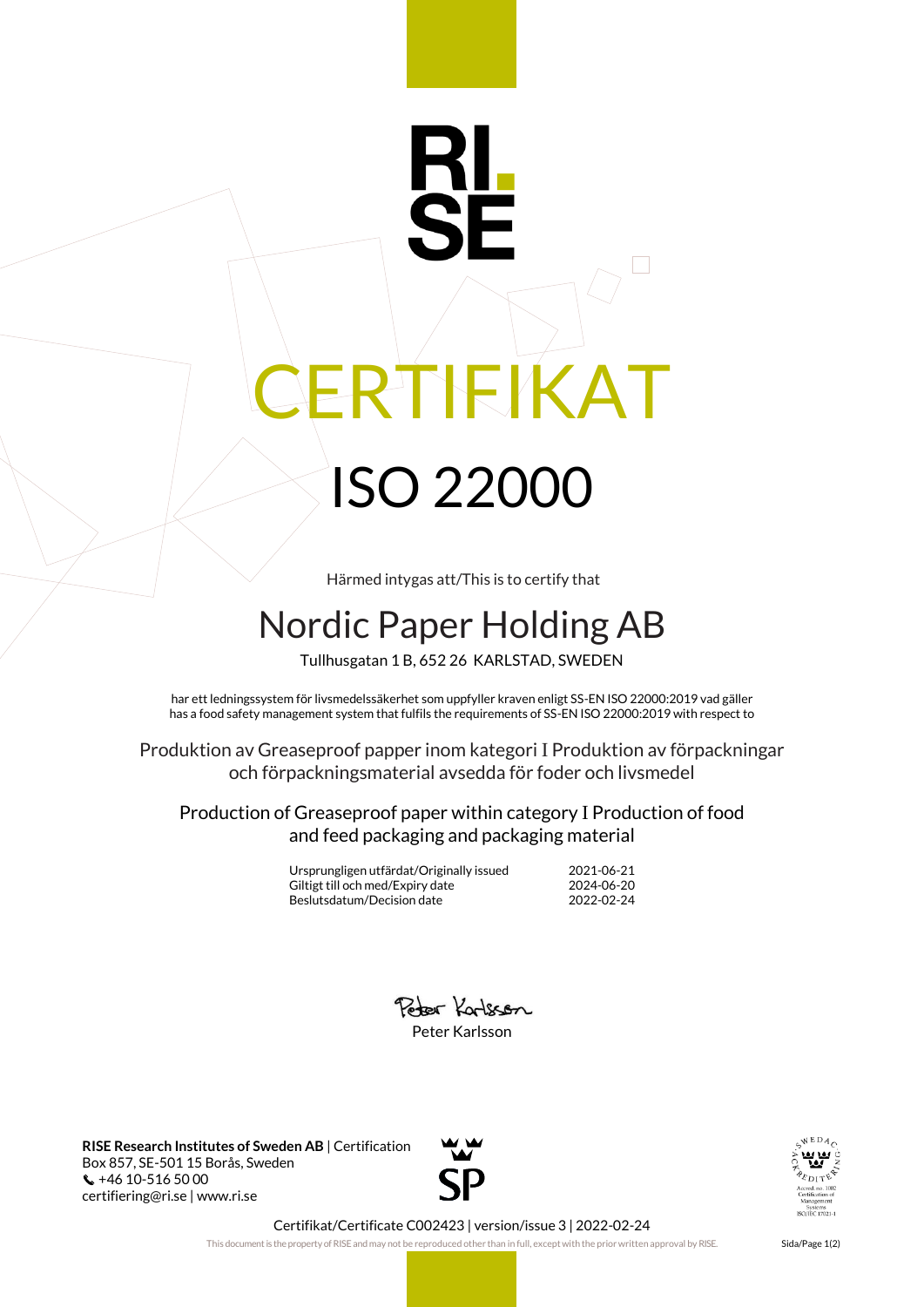RISE

# CERTIFIKAT

# ISO 22000

Härmed intygas att/This is to certify that

## Nordic Paper Holding AB

Tullhusgatan 1 B, 652 26 KARLSTAD, SWEDEN

har ett ledningssystem för livsmedelssäkerhet som uppfyller kraven enligt SS-EN ISO 22000:2019 vad gäller
has a food safety management system that fulfils the requirements of SS-EN ISO 22000:2019 with respect to

Produktion av Greaseproof papper inom kategori I Produktion av förpackningar och förpackningsmaterial avsedda för foder och livsmedel

Production of Greaseproof paper within category I Production of food and feed packaging and packaging material

| | |
|---|---|
| Ursprungligen utfärdat/Originally issued | 2021-06-21 |
| Giltigt till och med/Expiry date | 2024-06-20 |
| Beslutsdatum/Decision date | 2022-02-24 |

Peter Karlsson

**RISE Research Institutes of Sweden AB** | Certification
Box 857, SE-501 15 Borås, Sweden
+46 10-516 50 00
certifiering@ri.se | www.ri.se

SP

SWEDAC ACKREDITERING
Ackred. nr. 1002
Certifiering av
Management
Systems
ISO/IEC 17021-1

Certifikat/Certificate C002423 | version/issue 3 | 2022-02-24

This document is the property of RISE and may not be reproduced other than in full, except with the prior written approval by RISE.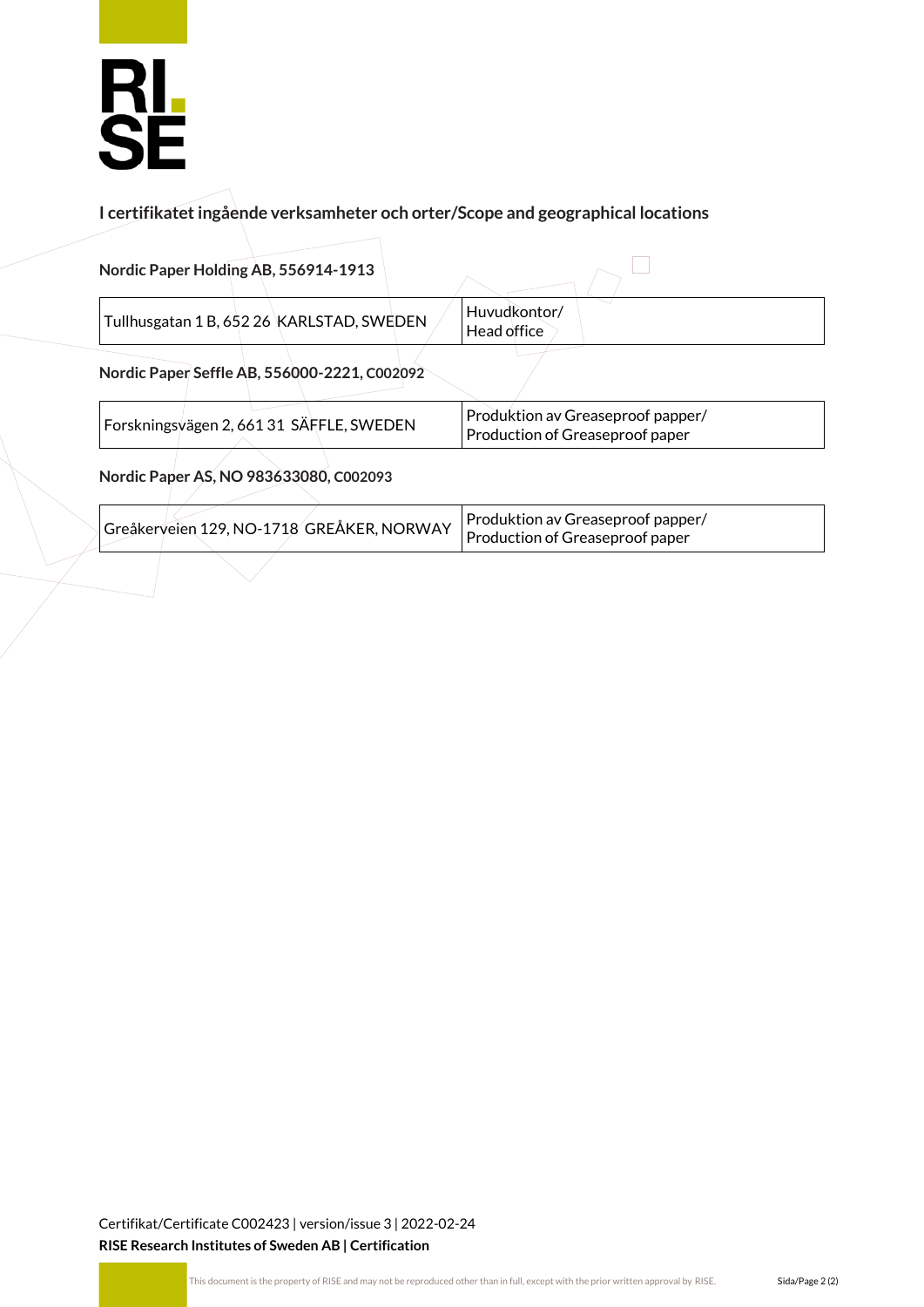### I certifikatet ingående verksamheter och orter/Scope and geographical locations

**Nordic Paper Holding AB, 556914-1913**

| | |
|---|---|
| Tullhusgatan 1 B, 652 26 KARLSTAD, SWEDEN | Huvudkontor/<br>Head office |

**Nordic Paper Seffle AB, 556000-2221, C002092**

| | |
|---|---|
| Forskningsvägen 2, 661 31 SÄFFLE, SWEDEN | Produktion av Greaseproof papper/<br>Production of Greaseproof paper |

**Nordic Paper AS, NO 983633080, C002093**

| | |
|---|---|
| Greåkerveien 129, NO-1718 GREÅKER, NORWAY | Produktion av Greaseproof papper/<br>Production of Greaseproof paper |

Certifikat/Certificate C002423 | version/issue 3 | 2022-02-24

**RISE Research Institutes of Sweden AB | Certification**

This document is the property of RISE and may not be reproduced other than in full, except with the prior written approval by RISE.